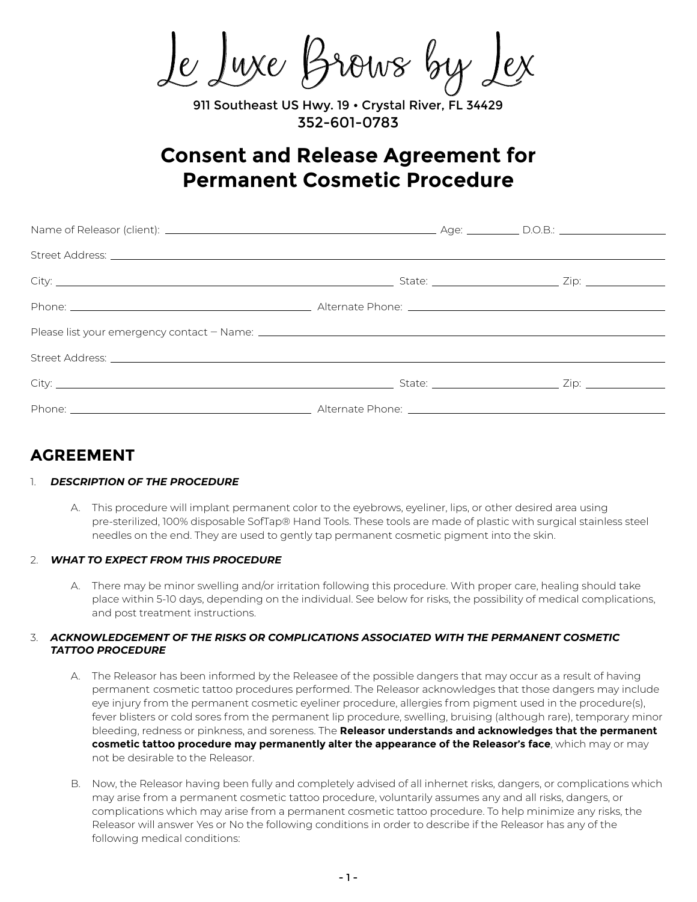# Le Luxe Brows by Lex

911 Southeast US Hwy. 19 • Crystal River, FL 34429
352-601-0783

## Consent and Release Agreement for Permanent Cosmetic Procedure

Name of Releasor (client): ______________________ Age: ________ D.O.B.: ______________

Street Address: ______________________________________________

City: ______________________ State: ______________ Zip: __________

Phone: ______________________ Alternate Phone: ______________________

Please list your emergency contact – Name: ______________________________________________

Street Address: ______________________________________________

City: ______________________ State: ______________ Zip: __________

Phone: ______________________ Alternate Phone: ______________________

## AGREEMENT

1. ***DESCRIPTION OF THE PROCEDURE***

   A. This procedure will implant permanent color to the eyebrows, eyeliner, lips, or other desired area using pre-sterilized, 100% disposable SofTap® Hand Tools. These tools are made of plastic with surgical stainless steel needles on the end. They are used to gently tap permanent cosmetic pigment into the skin.

2. ***WHAT TO EXPECT FROM THIS PROCEDURE***

   A. There may be minor swelling and/or irritation following this procedure. With proper care, healing should take place within 5-10 days, depending on the individual. See below for risks, the possibility of medical complications, and post treatment instructions.

3. ***ACKNOWLEDGEMENT OF THE RISKS OR COMPLICATIONS ASSOCIATED WITH THE PERMANENT COSMETIC TATTOO PROCEDURE***

   A. The Releasor has been informed by the Releasee of the possible dangers that may occur as a result of having permanent cosmetic tattoo procedures performed. The Releasor acknowledges that those dangers may include eye injury from the permanent cosmetic eyeliner procedure, allergies from pigment used in the procedure(s), fever blisters or cold sores from the permanent lip procedure, swelling, bruising (although rare), temporary minor bleeding, redness or pinkness, and soreness. The **Releasor understands and acknowledges that the permanent cosmetic tattoo procedure may permanently alter the appearance of the Releasor's face**, which may or may not be desirable to the Releasor.

   B. Now, the Releasor having been fully and completely advised of all inhernet risks, dangers, or complications which may arise from a permanent cosmetic tattoo procedure, voluntarily assumes any and all risks, dangers, or complications which may arise from a permanent cosmetic tattoo procedure. To help minimize any risks, the Releasor will answer Yes or No the following conditions in order to describe if the Releasor has any of the following medical conditions: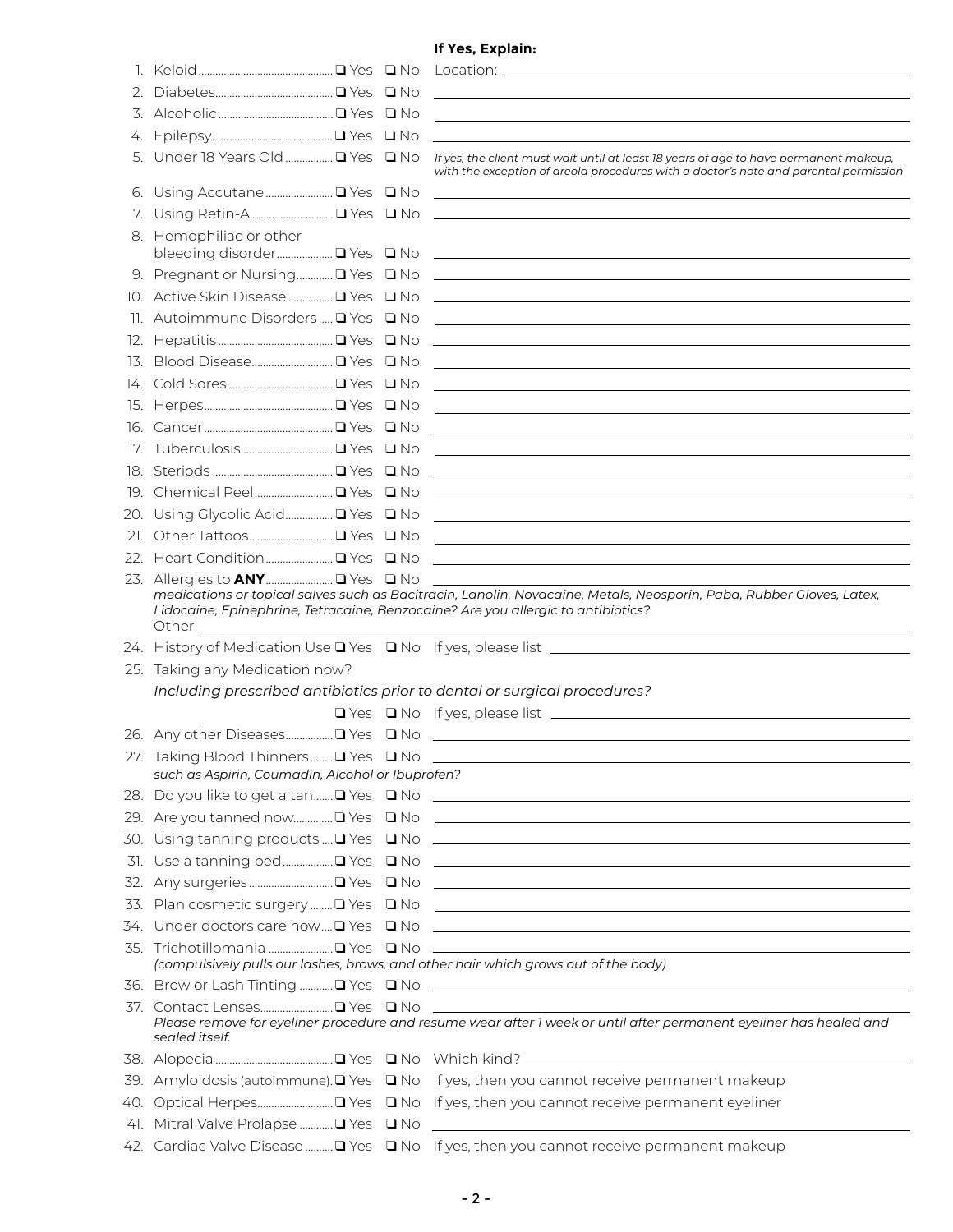| # | Condition | Yes | No | If Yes, Explain: |
|---|---|---|---|---|
| 1. | Keloid | ❑ Yes | ❑ No | Location: |
| 2. | Diabetes | ❑ Yes | ❑ No | |
| 3. | Alcoholic | ❑ Yes | ❑ No | |
| 4. | Epilepsy | ❑ Yes | ❑ No | |
| 5. | Under 18 Years Old | ❑ Yes | ❑ No | *If yes, the client must wait until at least 18 years of age to have permanent makeup, with the exception of areola procedures with a doctor's note and parental permission* |
| 6. | Using Accutane | ❑ Yes | ❑ No | |
| 7. | Using Retin-A | ❑ Yes | ❑ No | |
| 8. | Hemophiliac or other bleeding disorder | ❑ Yes | ❑ No | |
| 9. | Pregnant or Nursing | ❑ Yes | ❑ No | |
| 10. | Active Skin Disease | ❑ Yes | ❑ No | |
| 11. | Autoimmune Disorders | ❑ Yes | ❑ No | |
| 12. | Hepatitis | ❑ Yes | ❑ No | |
| 13. | Blood Disease | ❑ Yes | ❑ No | |
| 14. | Cold Sores | ❑ Yes | ❑ No | |
| 15. | Herpes | ❑ Yes | ❑ No | |
| 16. | Cancer | ❑ Yes | ❑ No | |
| 17. | Tuberculosis | ❑ Yes | ❑ No | |
| 18. | Steriods | ❑ Yes | ❑ No | |
| 19. | Chemical Peel | ❑ Yes | ❑ No | |
| 20. | Using Glycolic Acid | ❑ Yes | ❑ No | |
| 21. | Other Tattoos | ❑ Yes | ❑ No | |
| 22. | Heart Condition | ❑ Yes | ❑ No | |
| 23. | Allergies to **ANY** | ❑ Yes | ❑ No | |

*medications or topical salves such as Bacitracin, Lanolin, Novacaine, Metals, Neosporin, Paba, Rubber Gloves, Latex, Lidocaine, Epinephrine, Tetracaine, Benzocaine? Are you allergic to antibiotics?*

Other ______________________________

24. History of Medication Use ❑ Yes ❑ No If yes, please list ______________________________

25. Taking any Medication now?

*Including prescribed antibiotics prior to dental or surgical procedures?*

❑ Yes ❑ No If yes, please list ______________________________

| # | Condition | Yes | No | If Yes, Explain: |
|---|---|---|---|---|
| 26. | Any other Diseases | ❑ Yes | ❑ No | |
| 27. | Taking Blood Thinners *such as Aspirin, Coumadin, Alcohol or Ibuprofen?* | ❑ Yes | ❑ No | |
| 28. | Do you like to get a tan | ❑ Yes | ❑ No | |
| 29. | Are you tanned now | ❑ Yes | ❑ No | |
| 30. | Using tanning products | ❑ Yes | ❑ No | |
| 31. | Use a tanning bed | ❑ Yes | ❑ No | |
| 32. | Any surgeries | ❑ Yes | ❑ No | |
| 33. | Plan cosmetic surgery | ❑ Yes | ❑ No | |
| 34. | Under doctors care now | ❑ Yes | ❑ No | |
| 35. | Trichotillomania *(compulsively pulls our lashes, brows, and other hair which grows out of the body)* | ❑ Yes | ❑ No | |
| 36. | Brow or Lash Tinting | ❑ Yes | ❑ No | |
| 37. | Contact Lenses | ❑ Yes | ❑ No | |

*Please remove for eyeliner procedure and resume wear after 1 week or until after permanent eyeliner has healed and sealed itself.*

| # | Condition | Yes | No | If Yes, Explain: |
|---|---|---|---|---|
| 38. | Alopecia | ❑ Yes | ❑ No | Which kind? |
| 39. | Amyloidosis (autoimmune) | ❑ Yes | ❑ No | If yes, then you cannot receive permanent makeup |
| 40. | Optical Herpes | ❑ Yes | ❑ No | If yes, then you cannot receive permanent eyeliner |
| 41. | Mitral Valve Prolapse | ❑ Yes | ❑ No | |
| 42. | Cardiac Valve Disease | ❑ Yes | ❑ No | If yes, then you cannot receive permanent makeup |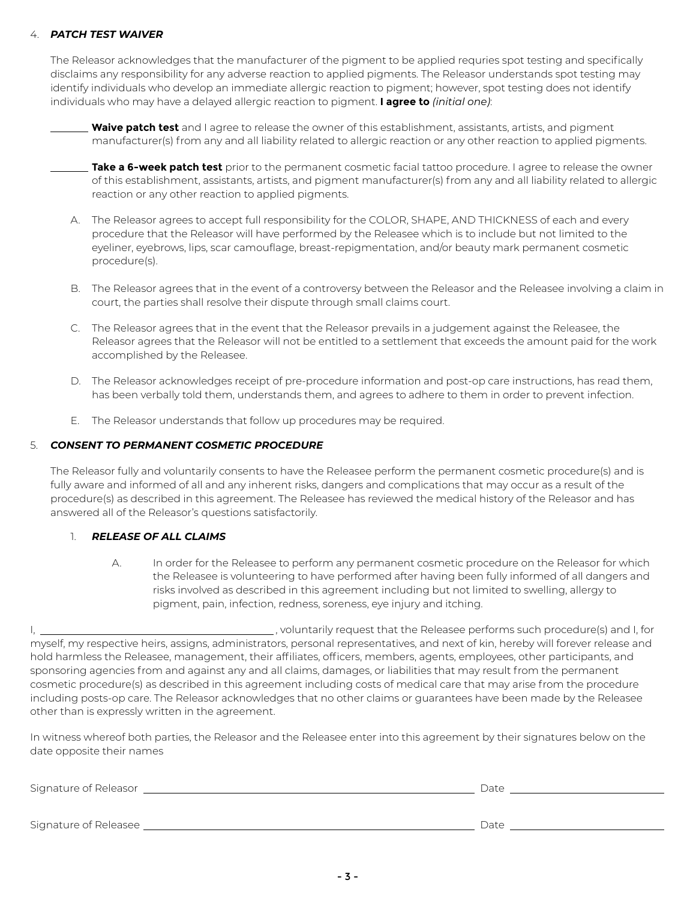4. ***PATCH TEST WAIVER***

The Releasor acknowledges that the manufacturer of the pigment to be applied requries spot testing and specifically disclaims any responsibility for any adverse reaction to applied pigments. The Releasor understands spot testing may identify individuals who develop an immediate allergic reaction to pigment; however, spot testing does not identify individuals who may have a delayed allergic reaction to pigment. **I agree to** *(initial one)*:

_______ **Waive patch test** and I agree to release the owner of this establishment, assistants, artists, and pigment manufacturer(s) from any and all liability related to allergic reaction or any other reaction to applied pigments.

_______ **Take a 6-week patch test** prior to the permanent cosmetic facial tattoo procedure. I agree to release the owner of this establishment, assistants, artists, and pigment manufacturer(s) from any and all liability related to allergic reaction or any other reaction to applied pigments.

A. The Releasor agrees to accept full responsibility for the COLOR, SHAPE, AND THICKNESS of each and every procedure that the Releasor will have performed by the Releasee which is to include but not limited to the eyeliner, eyebrows, lips, scar camouflage, breast-repigmentation, and/or beauty mark permanent cosmetic procedure(s).

B. The Releasor agrees that in the event of a controversy between the Releasor and the Releasee involving a claim in court, the parties shall resolve their dispute through small claims court.

C. The Releasor agrees that in the event that the Releasor prevails in a judgement against the Releasee, the Releasor agrees that the Releasor will not be entitled to a settlement that exceeds the amount paid for the work accomplished by the Releasee.

D. The Releasor acknowledges receipt of pre-procedure information and post-op care instructions, has read them, has been verbally told them, understands them, and agrees to adhere to them in order to prevent infection.

E. The Releasor understands that follow up procedures may be required.

5. ***CONSENT TO PERMANENT COSMETIC PROCEDURE***

The Releasor fully and voluntarily consents to have the Releasee perform the permanent cosmetic procedure(s) and is fully aware and informed of all and any inherent risks, dangers and complications that may occur as a result of the procedure(s) as described in this agreement. The Releasee has reviewed the medical history of the Releasor and has answered all of the Releasor's questions satisfactorily.

1. ***RELEASE OF ALL CLAIMS***

A. In order for the Releasee to perform any permanent cosmetic procedure on the Releasor for which the Releasee is volunteering to have performed after having been fully informed of all dangers and risks involved as described in this agreement including but not limited to swelling, allergy to pigment, pain, infection, redness, soreness, eye injury and itching.

I, ____________________________________, voluntarily request that the Releasee performs such procedure(s) and I, for myself, my respective heirs, assigns, administrators, personal representatives, and next of kin, hereby will forever release and hold harmless the Releasee, management, their affiliates, officers, members, agents, employees, other participants, and sponsoring agencies from and against any and all claims, damages, or liabilities that may result from the permanent cosmetic procedure(s) as described in this agreement including costs of medical care that may arise from the procedure including posts-op care. The Releasor acknowledges that no other claims or guarantees have been made by the Releasee other than is expressly written in the agreement.

In witness whereof both parties, the Releasor and the Releasee enter into this agreement by their signatures below on the date opposite their names

Signature of Releasor ____________________________________ Date ____________________

Signature of Releasee ____________________________________ Date ____________________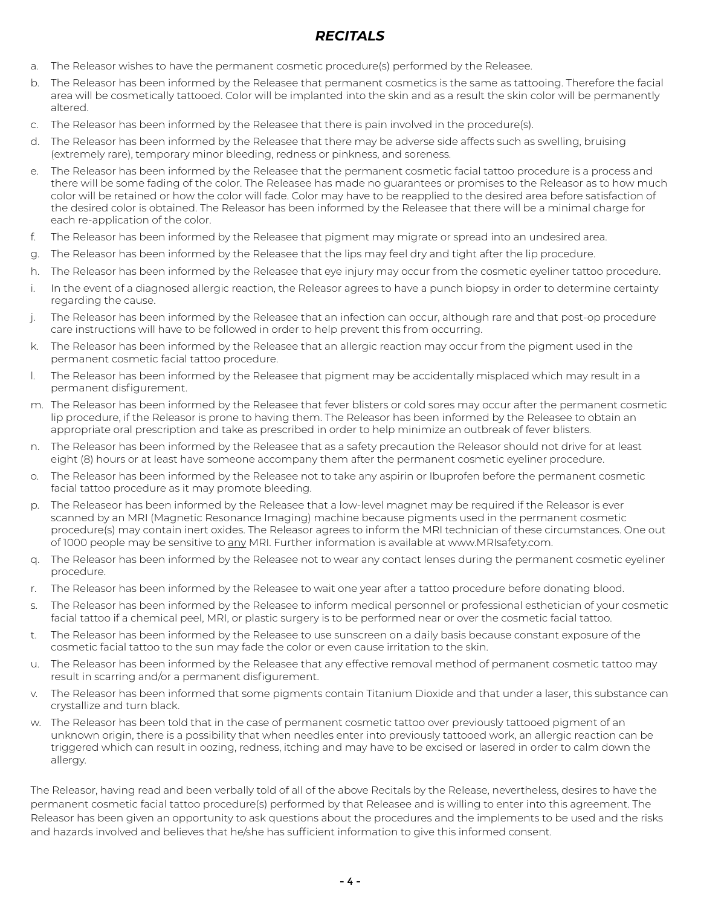## *RECITALS*

a. The Releasor wishes to have the permanent cosmetic procedure(s) performed by the Releasee.

b. The Releasor has been informed by the Releasee that permanent cosmetics is the same as tattooing. Therefore the facial area will be cosmetically tattooed. Color will be implanted into the skin and as a result the skin color will be permanently altered.

c. The Releasor has been informed by the Releasee that there is pain involved in the procedure(s).

d. The Releasor has been informed by the Releasee that there may be adverse side affects such as swelling, bruising (extremely rare), temporary minor bleeding, redness or pinkness, and soreness.

e. The Releasor has been informed by the Releasee that the permanent cosmetic facial tattoo procedure is a process and there will be some fading of the color. The Releasee has made no guarantees or promises to the Releasor as to how much color will be retained or how the color will fade. Color may have to be reapplied to the desired area before satisfaction of the desired color is obtained. The Releasor has been informed by the Releasee that there will be a minimal charge for each re-application of the color.

f. The Releasor has been informed by the Releasee that pigment may migrate or spread into an undesired area.

g. The Releasor has been informed by the Releasee that the lips may feel dry and tight after the lip procedure.

h. The Releasor has been informed by the Releasee that eye injury may occur from the cosmetic eyeliner tattoo procedure.

i. In the event of a diagnosed allergic reaction, the Releasor agrees to have a punch biopsy in order to determine certainty regarding the cause.

j. The Releasor has been informed by the Releasee that an infection can occur, although rare and that post-op procedure care instructions will have to be followed in order to help prevent this from occurring.

k. The Releasor has been informed by the Releasee that an allergic reaction may occur from the pigment used in the permanent cosmetic facial tattoo procedure.

l. The Releasor has been informed by the Releasee that pigment may be accidentally misplaced which may result in a permanent disfigurement.

m. The Releasor has been informed by the Releasee that fever blisters or cold sores may occur after the permanent cosmetic lip procedure, if the Releasor is prone to having them. The Releasor has been informed by the Releasee to obtain an appropriate oral prescription and take as prescribed in order to help minimize an outbreak of fever blisters.

n. The Releasor has been informed by the Releasee that as a safety precaution the Releasor should not drive for at least eight (8) hours or at least have someone accompany them after the permanent cosmetic eyeliner procedure.

o. The Releasor has been informed by the Releasee not to take any aspirin or Ibuprofen before the permanent cosmetic facial tattoo procedure as it may promote bleeding.

p. The Releaseor has been informed by the Releasee that a low-level magnet may be required if the Releasor is ever scanned by an MRI (Magnetic Resonance Imaging) machine because pigments used in the permanent cosmetic procedure(s) may contain inert oxides. The Releasor agrees to inform the MRI technician of these circumstances. One out of 1000 people may be sensitive to <u>any</u> MRI. Further information is available at www.MRIsafety.com.

q. The Releasor has been informed by the Releasee not to wear any contact lenses during the permanent cosmetic eyeliner procedure.

r. The Releasor has been informed by the Releasee to wait one year after a tattoo procedure before donating blood.

s. The Releasor has been informed by the Releasee to inform medical personnel or professional esthetician of your cosmetic facial tattoo if a chemical peel, MRI, or plastic surgery is to be performed near or over the cosmetic facial tattoo.

t. The Releasor has been informed by the Releasee to use sunscreen on a daily basis because constant exposure of the cosmetic facial tattoo to the sun may fade the color or even cause irritation to the skin.

u. The Releasor has been informed by the Releasee that any effective removal method of permanent cosmetic tattoo may result in scarring and/or a permanent disfigurement.

v. The Releasor has been informed that some pigments contain Titanium Dioxide and that under a laser, this substance can crystallize and turn black.

w. The Releasor has been told that in the case of permanent cosmetic tattoo over previously tattooed pigment of an unknown origin, there is a possibility that when needles enter into previously tattooed work, an allergic reaction can be triggered which can result in oozing, redness, itching and may have to be excised or lasered in order to calm down the allergy.

The Releasor, having read and been verbally told of all of the above Recitals by the Release, nevertheless, desires to have the permanent cosmetic facial tattoo procedure(s) performed by that Releasee and is willing to enter into this agreement. The Releasor has been given an opportunity to ask questions about the procedures and the implements to be used and the risks and hazards involved and believes that he/she has sufficient information to give this informed consent.